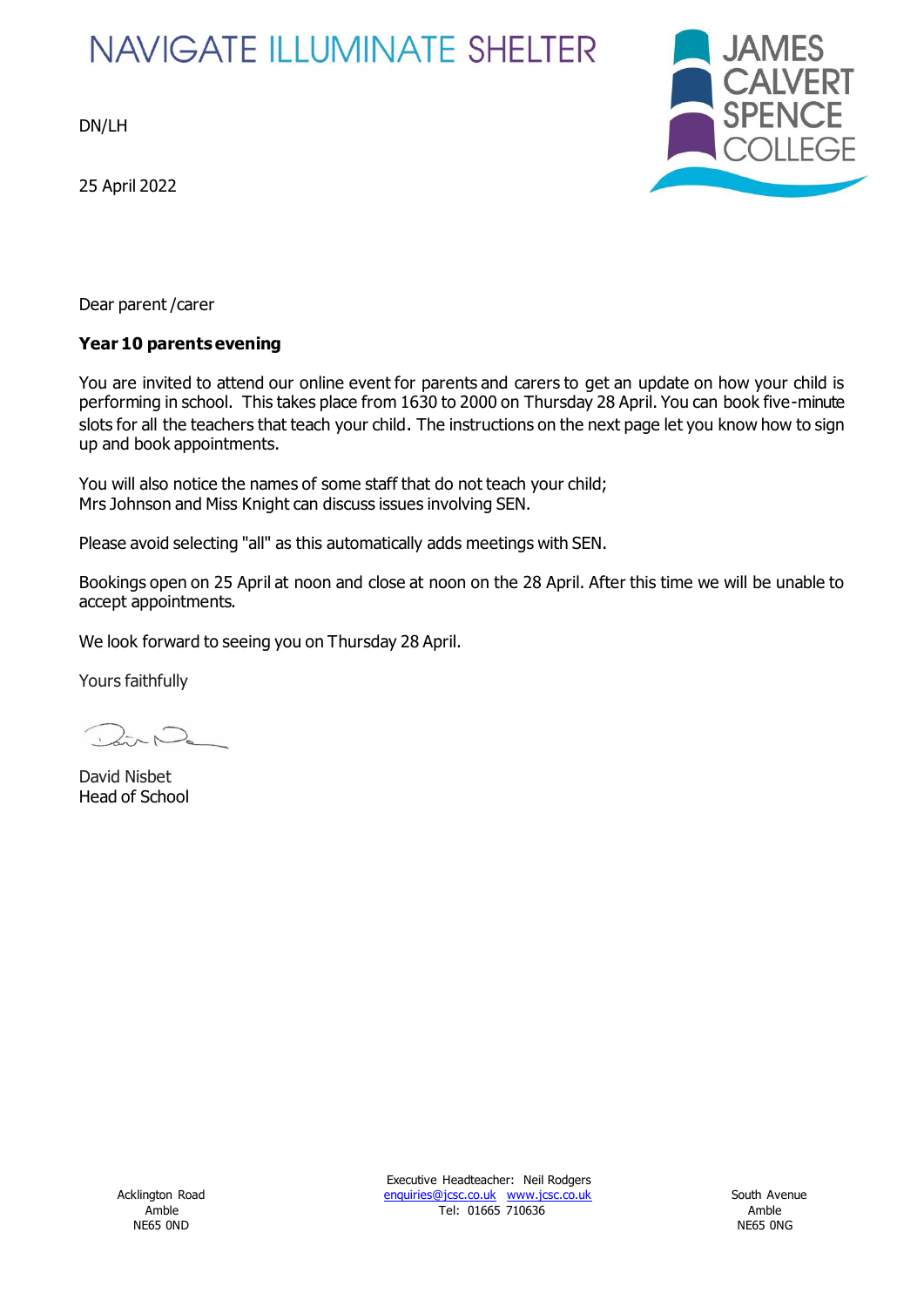NAVIGATE ILLUMINATE SHELTER

JAMES CALVERT SPENCE COLLEGE

DN/LH

25 April 2022

Dear parent /carer

**Year 10 parents evening**

You are invited to attend our online event for parents and carers to get an update on how your child is performing in school. This takes place from 1630 to 2000 on Thursday 28 April. You can book five-minute slots for all the teachers that teach your child. The instructions on the next page let you know how to sign up and book appointments.

You will also notice the names of some staff that do not teach your child;
Mrs Johnson and Miss Knight can discuss issues involving SEN.

Please avoid selecting "all" as this automatically adds meetings with SEN.

Bookings open on 25 April at noon and close at noon on the 28 April. After this time we will be unable to accept appointments.

We look forward to seeing you on Thursday 28 April.

Yours faithfully

David Nisbet
Head of School

Acklington Road
Amble
NE65 0ND

Executive Headteacher: Neil Rodgers
enquiries@jcsc.co.uk www.jcsc.co.uk
Tel: 01665 710636

South Avenue
Amble
NE65 0NG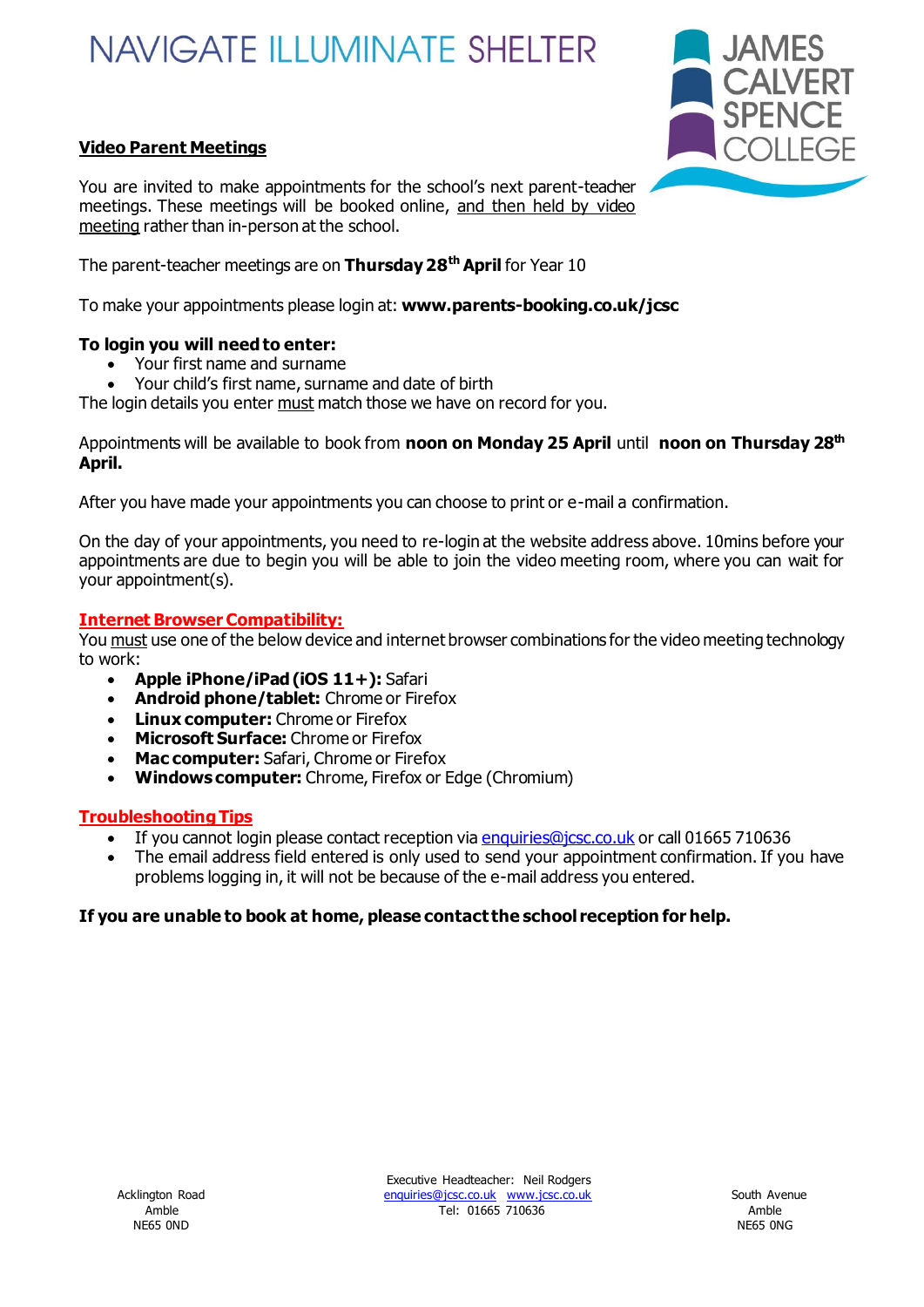NAVIGATE ILLUMINATE SHELTER

JAMES CALVERT SPENCE COLLEGE

## Video Parent Meetings

You are invited to make appointments for the school's next parent-teacher meetings. These meetings will be booked online, and then held by video meeting rather than in-person at the school.

The parent-teacher meetings are on **Thursday 28th April** for Year 10

To make your appointments please login at: **www.parents-booking.co.uk/jcsc**

**To login you will need to enter:**

- Your first name and surname
- Your child's first name, surname and date of birth

The login details you enter must match those we have on record for you.

Appointments will be available to book from **noon on Monday 25 April** until **noon on Thursday 28th April.**

After you have made your appointments you can choose to print or e-mail a confirmation.

On the day of your appointments, you need to re-login at the website address above. 10mins before your appointments are due to begin you will be able to join the video meeting room, where you can wait for your appointment(s).

**Internet Browser Compatibility:**

You must use one of the below device and internet browser combinations for the video meeting technology to work:

- **Apple iPhone/iPad (iOS 11+):** Safari
- **Android phone/tablet:** Chrome or Firefox
- **Linux computer:** Chrome or Firefox
- **Microsoft Surface:** Chrome or Firefox
- **Mac computer:** Safari, Chrome or Firefox
- **Windows computer:** Chrome, Firefox or Edge (Chromium)

**Troubleshooting Tips**

- If you cannot login please contact reception via enquiries@jcsc.co.uk or call 01665 710636
- The email address field entered is only used to send your appointment confirmation. If you have problems logging in, it will not be because of the e-mail address you entered.

**If you are unable to book at home, please contact the school reception for help.**

Acklington Road
Amble
NE65 0ND

Executive Headteacher: Neil Rodgers
enquiries@jcsc.co.uk www.jcsc.co.uk
Tel: 01665 710636

South Avenue
Amble
NE65 0NG